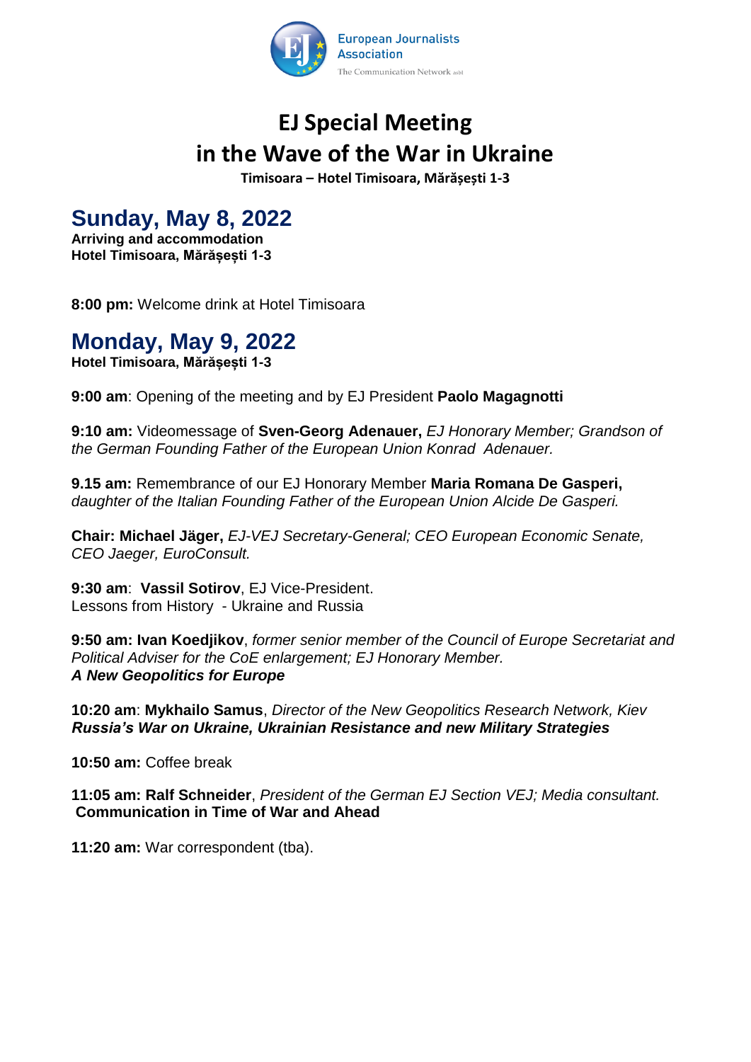European Journalists Association
The Communication Network asbl

# EJ Special Meeting
# in the Wave of the War in Ukraine

**Timisoara – Hotel Timisoara, Mărășești 1-3**

## Sunday, May 8, 2022

**Arriving and accommodation**
**Hotel Timisoara, Mărășești 1-3**

**8:00 pm:** Welcome drink at Hotel Timisoara

## Monday, May 9, 2022

**Hotel Timisoara, Mărășești 1-3**

**9:00 am**: Opening of the meeting and by EJ President **Paolo Magagnotti**

**9:10 am:** Videomessage of **Sven-Georg Adenauer,** *EJ Honorary Member; Grandson of the German Founding Father of the European Union Konrad Adenauer.*

**9.15 am:** Remembrance of our EJ Honorary Member **Maria Romana De Gasperi,** *daughter of the Italian Founding Father of the European Union Alcide De Gasperi.*

**Chair: Michael Jäger,** *EJ-VEJ Secretary-General; CEO European Economic Senate, CEO Jaeger, EuroConsult.*

**9:30 am**: **Vassil Sotirov**, EJ Vice-President.
Lessons from History - Ukraine and Russia

**9:50 am: Ivan Koedjikov**, *former senior member of the Council of Europe Secretariat and Political Adviser for the CoE enlargement; EJ Honorary Member.*
***A New Geopolitics for Europe***

**10:20 am**: **Mykhailo Samus**, *Director of the New Geopolitics Research Network, Kiev*
***Russia's War on Ukraine, Ukrainian Resistance and new Military Strategies***

**10:50 am:** Coffee break

**11:05 am: Ralf Schneider**, *President of the German EJ Section VEJ; Media consultant.*
**Communication in Time of War and Ahead**

**11:20 am:** War correspondent (tba).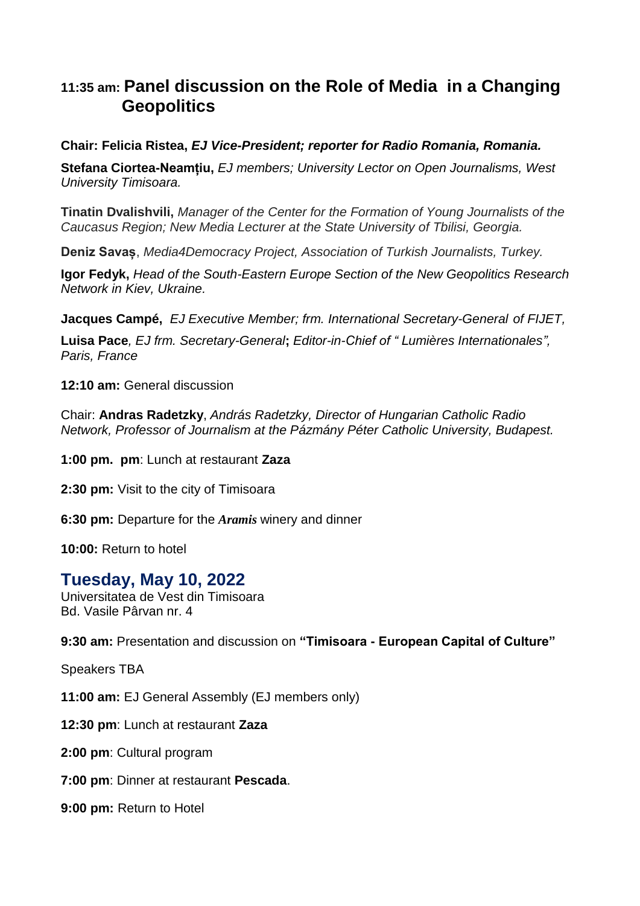## 11:35 am: Panel discussion on the Role of Media in a Changing Geopolitics

**Chair: Felicia Ristea,** ***EJ Vice-President; reporter for Radio Romania, Romania.***

**Stefana Ciortea-Neamțiu,** *EJ members; University Lector on Open Journalisms, West University Timisoara.*

**Tinatin Dvalishvili,** *Manager of the Center for the Formation of Young Journalists of the Caucasus Region; New Media Lecturer at the State University of Tbilisi, Georgia.*

**Deniz Savaș**, *Media4Democracy Project, Association of Turkish Journalists, Turkey.*

**Igor Fedyk,** *Head of the South-Eastern Europe Section of the New Geopolitics Research Network in Kiev, Ukraine.*

**Jacques Campé,** *EJ Executive Member; frm. International Secretary-General of FIJET,*

**Luisa Pace***, EJ frm. Secretary-General***;** *Editor-in-Chief of " Lumières Internationales", Paris, France*

**12:10 am:** General discussion

Chair: **Andras Radetzky**, *András Radetzky, Director of Hungarian Catholic Radio Network, Professor of Journalism at the Pázmány Péter Catholic University, Budapest.*

**1:00 pm. pm**: Lunch at restaurant **Zaza**

**2:30 pm:** Visit to the city of Timisoara

**6:30 pm:** Departure for the ***Aramis*** winery and dinner

**10:00:** Return to hotel

## Tuesday, May 10, 2022

Universitatea de Vest din Timisoara
Bd. Vasile Pârvan nr. 4

**9:30 am:** Presentation and discussion on **"Timisoara - European Capital of Culture"**

Speakers TBA

**11:00 am:** EJ General Assembly (EJ members only)

**12:30 pm**: Lunch at restaurant **Zaza**

**2:00 pm**: Cultural program

**7:00 pm**: Dinner at restaurant **Pescada**.

**9:00 pm:** Return to Hotel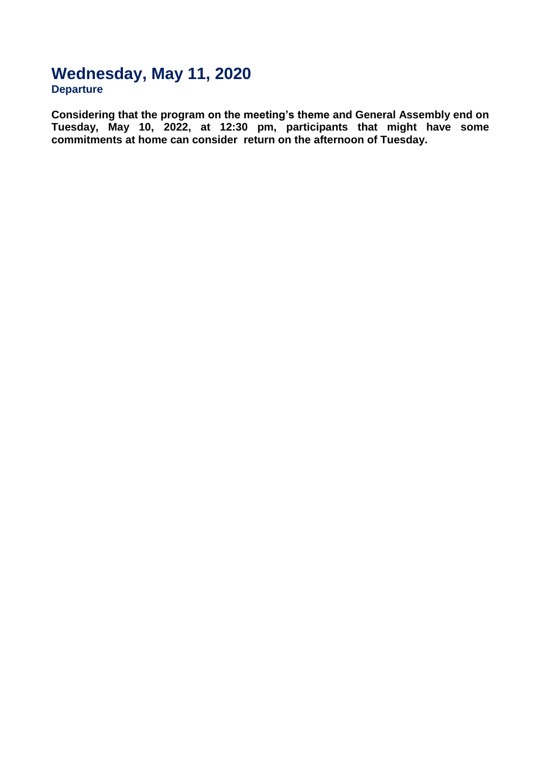## Wednesday, May 11, 2020

### Departure

**Considering that the program on the meeting's theme and General Assembly end on Tuesday, May 10, 2022, at 12:30 pm, participants that might have some commitments at home can consider return on the afternoon of Tuesday.**